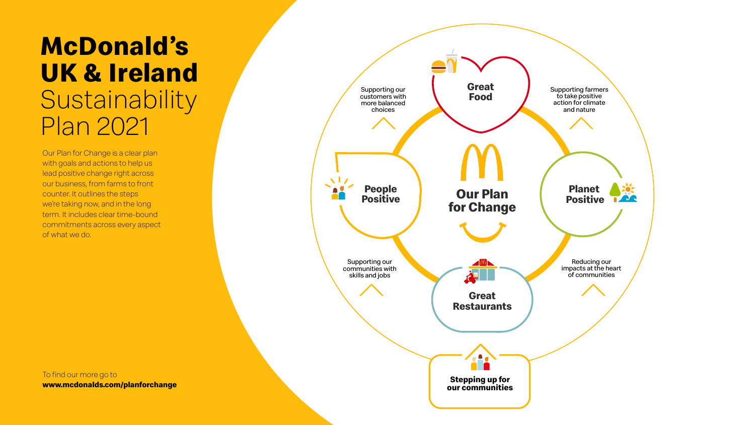# McDonald's UK & Ireland Sustainability Plan 2021

Our Plan for Change is a clear plan with goals and actions to help us lead positive change right across our business, from farms to front counter. It outlines the steps we're taking now, and in the long term. It includes clear time-bound commitments across every aspect of what we do.

To find our more go to **www.mcdonalds.com/planforchange**

## Our Plan for Change

**Great Food**

**Planet Positive**

**Great Restaurants**

**People Positive**

Supporting our customers with more balanced choices

Supporting farmers to take positive action for climate and nature

Reducing our impacts at the heart of communities

Supporting our communities with skills and jobs

**Stepping up for our communities**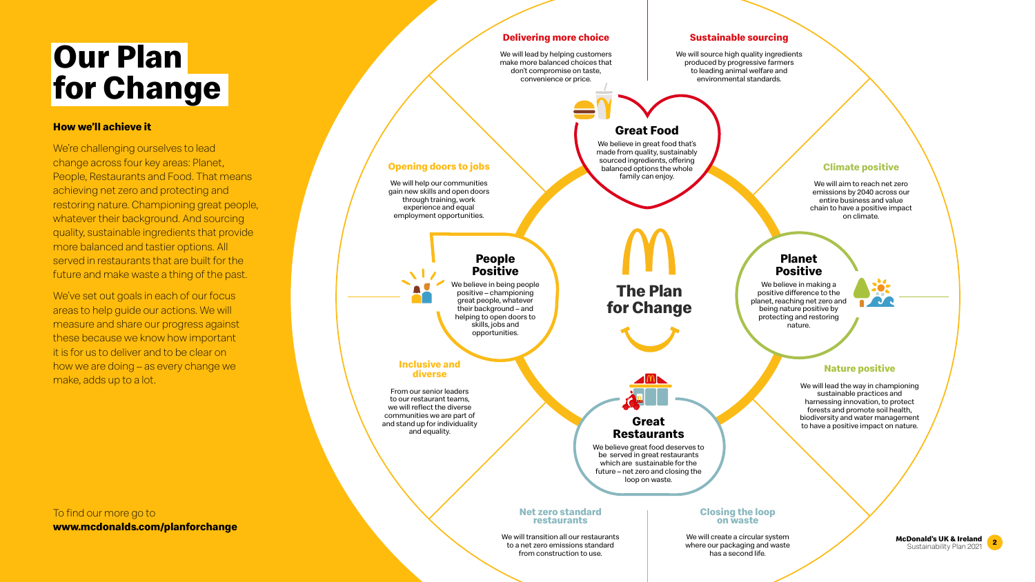# Our Plan for Change

### How we'll achieve it

We're challenging ourselves to lead change across four key areas: Planet, People, Restaurants and Food. That means achieving net zero and protecting and restoring nature. Championing great people, whatever their background. And sourcing quality, sustainable ingredients that provide more balanced and tastier options. All served in restaurants that are built for the future and make waste a thing of the past.

We've set out goals in each of our focus areas to help guide our actions. We will measure and share our progress against these because we know how important it is for us to deliver and to be clear on how we are doing – as every change we make, adds up to a lot.

To find our more go to
**www.mcdonalds.com/planforchange**

## The Plan for Change

### Great Food

We believe in great food that's made from quality, sustainably sourced ingredients, offering balanced options the whole family can enjoy.

**Delivering more choice**

We will lead by helping customers make more balanced choices that don't compromise on taste, convenience or price.

**Sustainable sourcing**

We will source high quality ingredients produced by progressive farmers to leading animal welfare and environmental standards.

### Planet Positive

We believe in making a positive difference to the planet, reaching net zero and being nature positive by protecting and restoring nature.

**Climate positive**

We will aim to reach net zero emissions by 2040 across our entire business and value chain to have a positive impact on climate.

**Nature positive**

We will lead the way in championing sustainable practices and harnessing innovation, to protect forests and promote soil health, biodiversity and water management to have a positive impact on nature.

### Great Restaurants

We believe great food deserves to be served in great restaurants which are sustainable for the future – net zero and closing the loop on waste.

**Net zero standard restaurants**

We will transition all our restaurants to a net zero emissions standard from construction to use.

**Closing the loop on waste**

We will create a circular system where our packaging and waste has a second life.

### People Positive

We believe in being people positive – championing great people, whatever their background – and helping to open doors to skills, jobs and opportunities.

**Opening doors to jobs**

We will help our communities gain new skills and open doors through training, work experience and equal employment opportunities.

**Inclusive and diverse**

From our senior leaders to our restaurant teams, we will reflect the diverse communities we are part of and stand up for individuality and equality.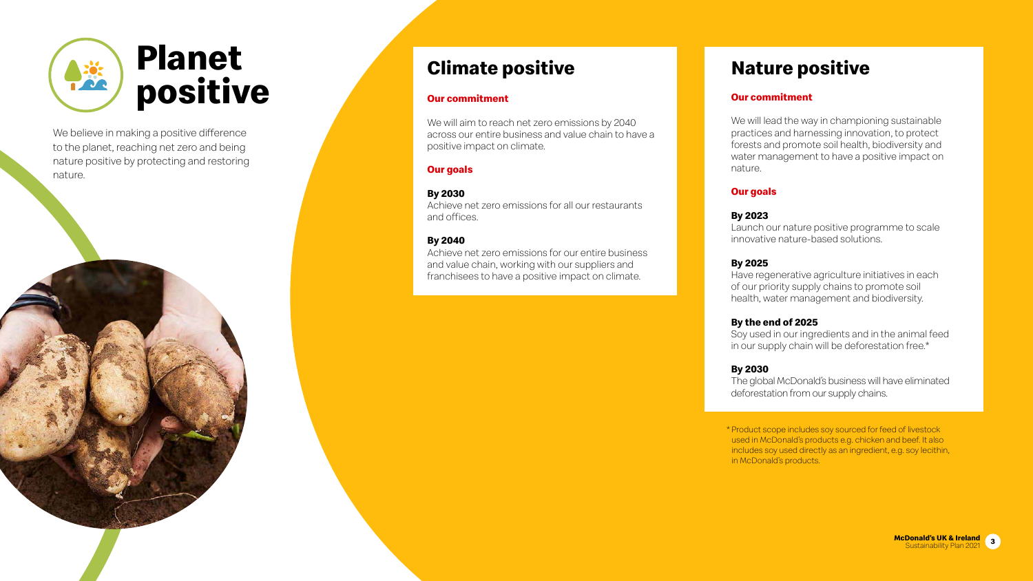# Planet positive

We believe in making a positive difference to the planet, reaching net zero and being nature positive by protecting and restoring nature.

## Climate positive

**Our commitment**

We will aim to reach net zero emissions by 2040 across our entire business and value chain to have a positive impact on climate.

**Our goals**

**By 2030**
Achieve net zero emissions for all our restaurants and offices.

**By 2040**
Achieve net zero emissions for our entire business and value chain, working with our suppliers and franchisees to have a positive impact on climate.

## Nature positive

**Our commitment**

We will lead the way in championing sustainable practices and harnessing innovation, to protect forests and promote soil health, biodiversity and water management to have a positive impact on nature.

**Our goals**

**By 2023**
Launch our nature positive programme to scale innovative nature-based solutions.

**By 2025**
Have regenerative agriculture initiatives in each of our priority supply chains to promote soil health, water management and biodiversity.

**By the end of 2025**
Soy used in our ingredients and in the animal feed in our supply chain will be deforestation free.*

**By 2030**
The global McDonald's business will have eliminated deforestation from our supply chains.

* Product scope includes soy sourced for feed of livestock used in McDonald's products e.g. chicken and beef. It also includes soy used directly as an ingredient, e.g. soy lecithin, in McDonald's products.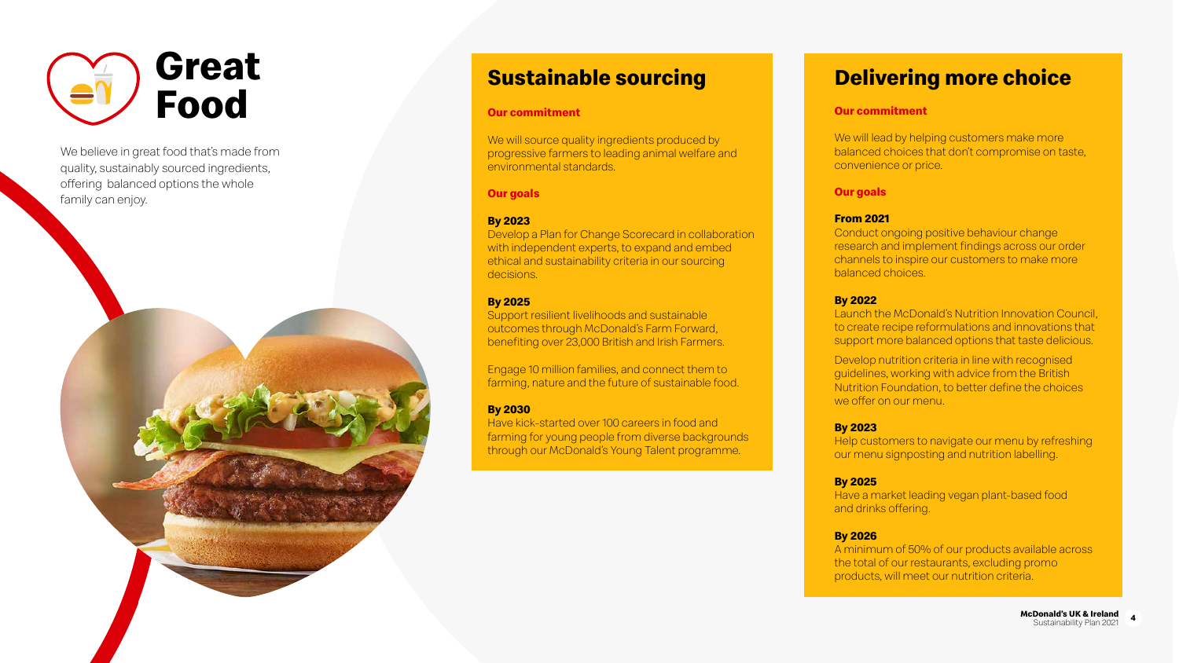# Great Food

We believe in great food that's made from quality, sustainably sourced ingredients, offering balanced options the whole family can enjoy.

## Sustainable sourcing

### Our commitment

We will source quality ingredients produced by progressive farmers to leading animal welfare and environmental standards.

### Our goals

**By 2023**
Develop a Plan for Change Scorecard in collaboration with independent experts, to expand and embed ethical and sustainability criteria in our sourcing decisions.

**By 2025**
Support resilient livelihoods and sustainable outcomes through McDonald's Farm Forward, benefiting over 23,000 British and Irish Farmers.

Engage 10 million families, and connect them to farming, nature and the future of sustainable food.

**By 2030**
Have kick-started over 100 careers in food and farming for young people from diverse backgrounds through our McDonald's Young Talent programme.

## Delivering more choice

### Our commitment

We will lead by helping customers make more balanced choices that don't compromise on taste, convenience or price.

### Our goals

**From 2021**
Conduct ongoing positive behaviour change research and implement findings across our order channels to inspire our customers to make more balanced choices.

**By 2022**
Launch the McDonald's Nutrition Innovation Council, to create recipe reformulations and innovations that support more balanced options that taste delicious.

Develop nutrition criteria in line with recognised guidelines, working with advice from the British Nutrition Foundation, to better define the choices we offer on our menu.

**By 2023**
Help customers to navigate our menu by refreshing our menu signposting and nutrition labelling.

**By 2025**
Have a market leading vegan plant-based food and drinks offering.

**By 2026**
A minimum of 50% of our products available across the total of our restaurants, excluding promo products, will meet our nutrition criteria.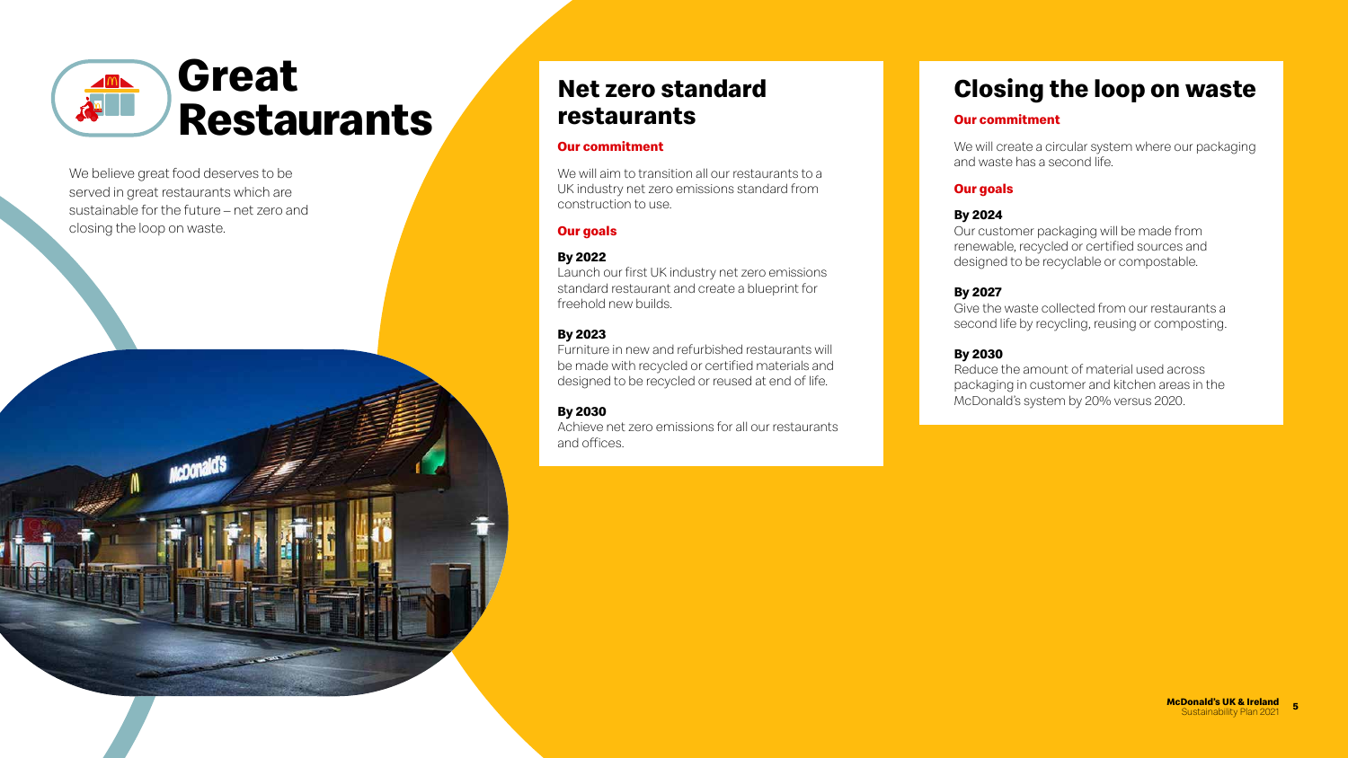# Great Restaurants

We believe great food deserves to be served in great restaurants which are sustainable for the future – net zero and closing the loop on waste.

## Net zero standard restaurants

**Our commitment**

We will aim to transition all our restaurants to a UK industry net zero emissions standard from construction to use.

**Our goals**

**By 2022**
Launch our first UK industry net zero emissions standard restaurant and create a blueprint for freehold new builds.

**By 2023**
Furniture in new and refurbished restaurants will be made with recycled or certified materials and designed to be recycled or reused at end of life.

**By 2030**
Achieve net zero emissions for all our restaurants and offices.

## Closing the loop on waste

**Our commitment**

We will create a circular system where our packaging and waste has a second life.

**Our goals**

**By 2024**
Our customer packaging will be made from renewable, recycled or certified sources and designed to be recyclable or compostable.

**By 2027**
Give the waste collected from our restaurants a second life by recycling, reusing or composting.

**By 2030**
Reduce the amount of material used across packaging in customer and kitchen areas in the McDonald's system by 20% versus 2020.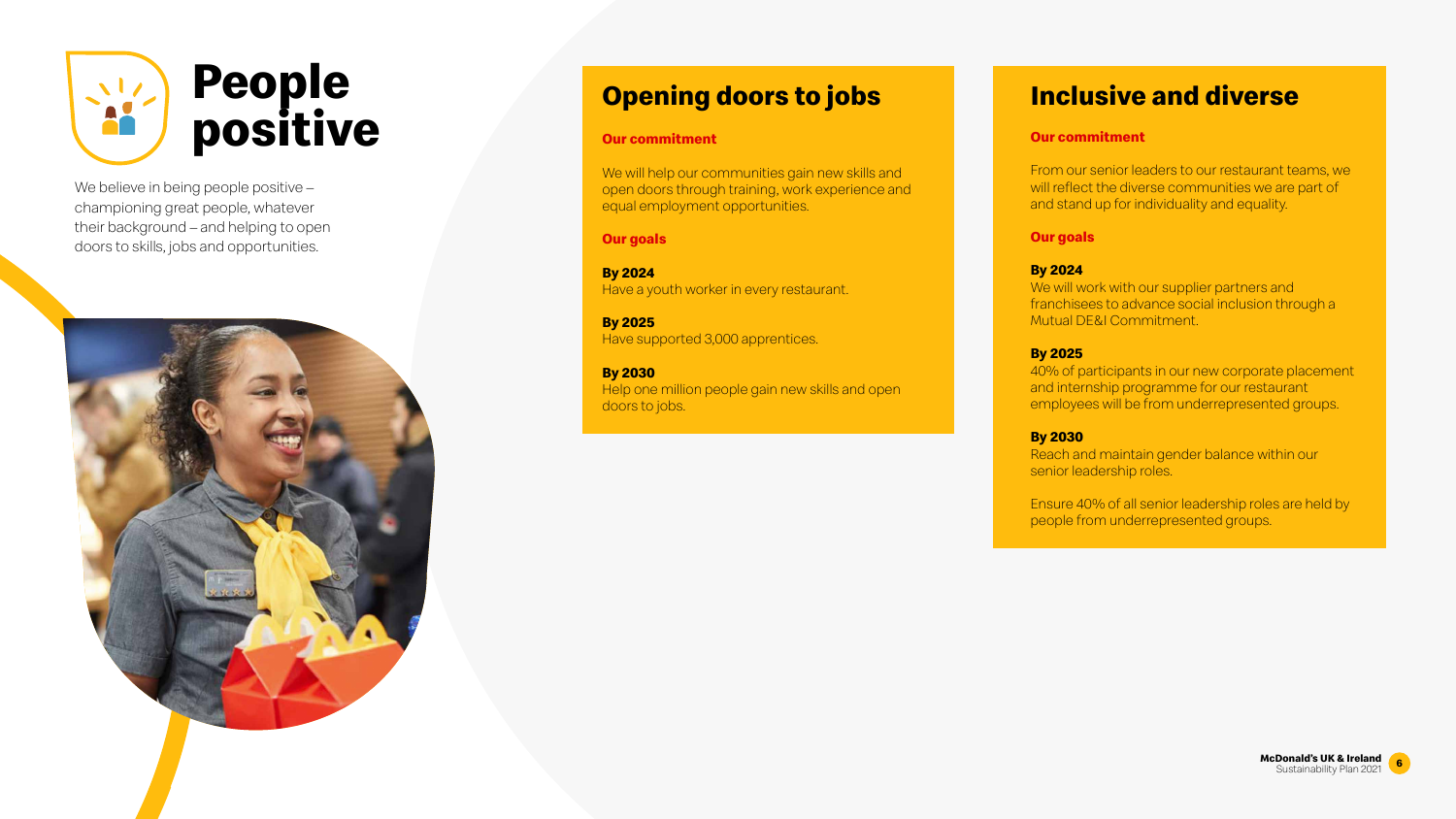# People positive

We believe in being people positive – championing great people, whatever their background – and helping to open doors to skills, jobs and opportunities.

## Opening doors to jobs

### Our commitment

We will help our communities gain new skills and open doors through training, work experience and equal employment opportunities.

### Our goals

**By 2024**
Have a youth worker in every restaurant.

**By 2025**
Have supported 3,000 apprentices.

**By 2030**
Help one million people gain new skills and open doors to jobs.

## Inclusive and diverse

### Our commitment

From our senior leaders to our restaurant teams, we will reflect the diverse communities we are part of and stand up for individuality and equality.

### Our goals

**By 2024**
We will work with our supplier partners and franchisees to advance social inclusion through a Mutual DE&I Commitment.

**By 2025**
40% of participants in our new corporate placement and internship programme for our restaurant employees will be from underrepresented groups.

**By 2030**
Reach and maintain gender balance within our senior leadership roles.

Ensure 40% of all senior leadership roles are held by people from underrepresented groups.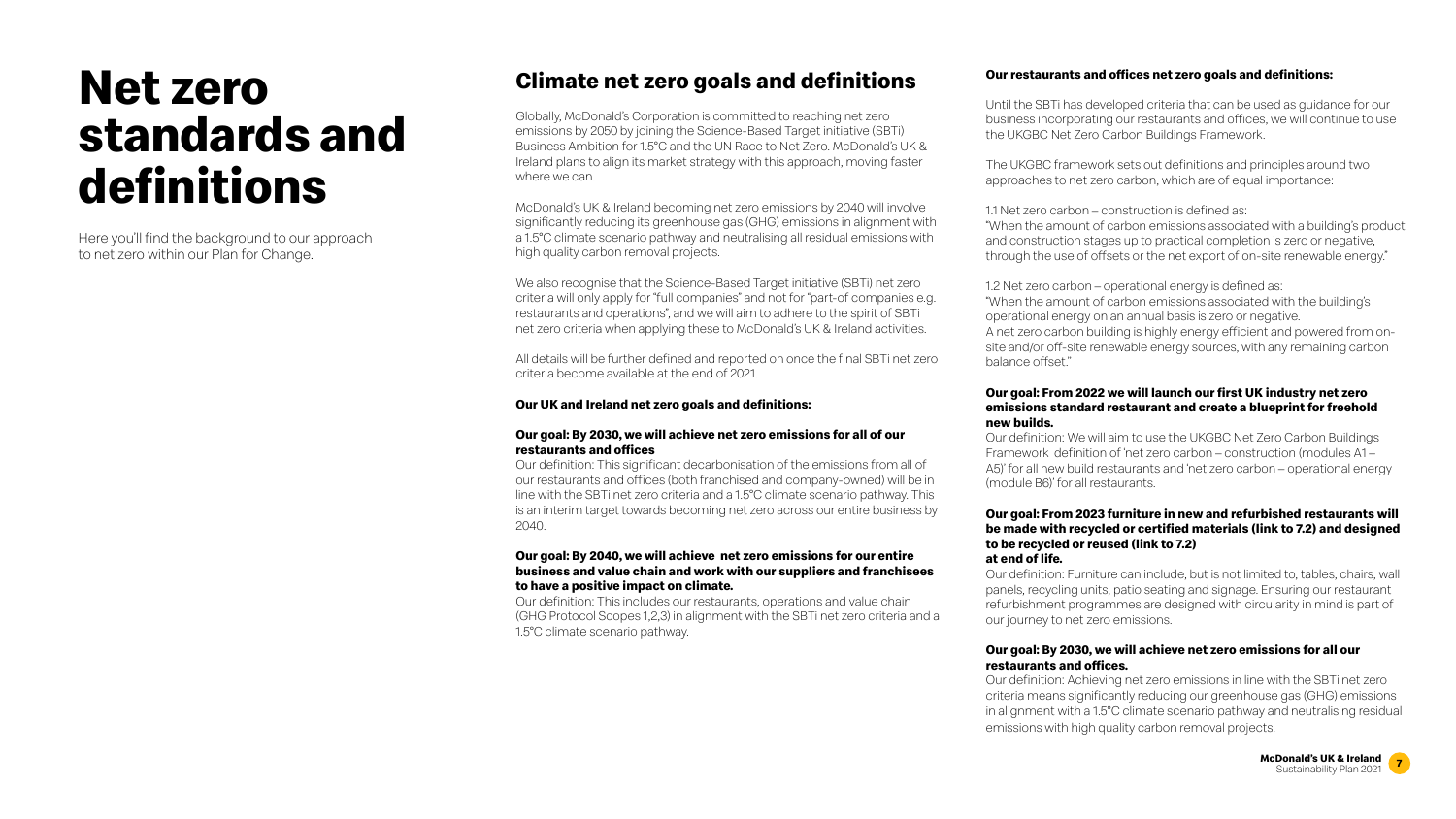# Net zero standards and definitions

Here you'll find the background to our approach to net zero within our Plan for Change.

## Climate net zero goals and definitions

Globally, McDonald's Corporation is committed to reaching net zero emissions by 2050 by joining the Science-Based Target initiative (SBTi) Business Ambition for 1.5°C and the UN Race to Net Zero. McDonald's UK & Ireland plans to align its market strategy with this approach, moving faster where we can.

McDonald's UK & Ireland becoming net zero emissions by 2040 will involve significantly reducing its greenhouse gas (GHG) emissions in alignment with a 1.5°C climate scenario pathway and neutralising all residual emissions with high quality carbon removal projects.

We also recognise that the Science-Based Target initiative (SBTi) net zero criteria will only apply for "full companies" and not for "part-of companies e.g. restaurants and operations", and we will aim to adhere to the spirit of SBTi net zero criteria when applying these to McDonald's UK & Ireland activities.

All details will be further defined and reported on once the final SBTi net zero criteria become available at the end of 2021.

**Our UK and Ireland net zero goals and definitions:**

**Our goal: By 2030, we will achieve net zero emissions for all of our restaurants and offices**

Our definition: This significant decarbonisation of the emissions from all of our restaurants and offices (both franchised and company-owned) will be in line with the SBTi net zero criteria and a 1.5°C climate scenario pathway. This is an interim target towards becoming net zero across our entire business by 2040.

**Our goal: By 2040, we will achieve net zero emissions for our entire business and value chain and work with our suppliers and franchisees to have a positive impact on climate.**

Our definition: This includes our restaurants, operations and value chain (GHG Protocol Scopes 1,2,3) in alignment with the SBTi net zero criteria and a 1.5°C climate scenario pathway.

**Our restaurants and offices net zero goals and definitions:**

Until the SBTi has developed criteria that can be used as guidance for our business incorporating our restaurants and offices, we will continue to use the UKGBC Net Zero Carbon Buildings Framework.

The UKGBC framework sets out definitions and principles around two approaches to net zero carbon, which are of equal importance:

1.1 Net zero carbon – construction is defined as:
"When the amount of carbon emissions associated with a building's product and construction stages up to practical completion is zero or negative, through the use of offsets or the net export of on-site renewable energy."

1.2 Net zero carbon – operational energy is defined as:
"When the amount of carbon emissions associated with the building's operational energy on an annual basis is zero or negative.
A net zero carbon building is highly energy efficient and powered from on-site and/or off-site renewable energy sources, with any remaining carbon balance offset."

**Our goal: From 2022 we will launch our first UK industry net zero emissions standard restaurant and create a blueprint for freehold new builds.**

Our definition: We will aim to use the UKGBC Net Zero Carbon Buildings Framework definition of 'net zero carbon – construction (modules A1 – A5)' for all new build restaurants and 'net zero carbon – operational energy (module B6)' for all restaurants.

**Our goal: From 2023 furniture in new and refurbished restaurants will be made with recycled or certified materials (link to 7.2) and designed to be recycled or reused (link to 7.2) at end of life.**

Our definition: Furniture can include, but is not limited to, tables, chairs, wall panels, recycling units, patio seating and signage. Ensuring our restaurant refurbishment programmes are designed with circularity in mind is part of our journey to net zero emissions.

**Our goal: By 2030, we will achieve net zero emissions for all our restaurants and offices.**

Our definition: Achieving net zero emissions in line with the SBTi net zero criteria means significantly reducing our greenhouse gas (GHG) emissions in alignment with a 1.5°C climate scenario pathway and neutralising residual emissions with high quality carbon removal projects.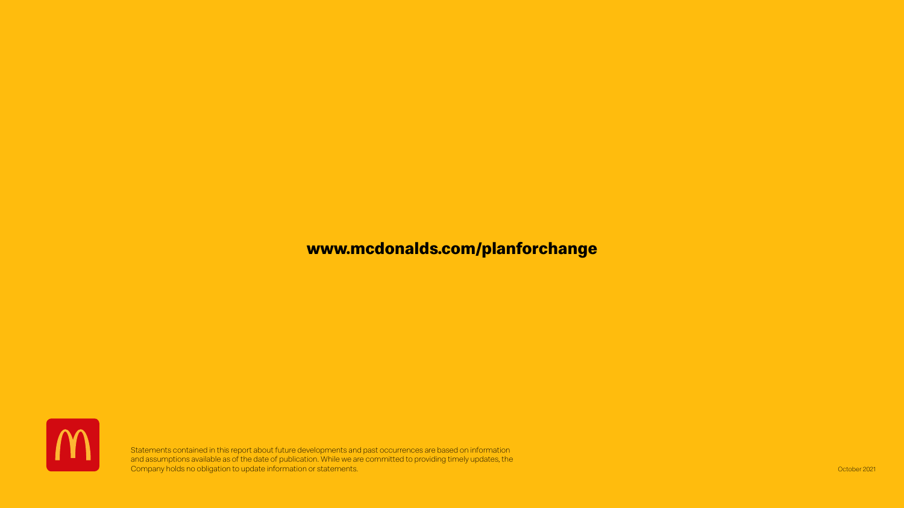**www.mcdonalds.com/planforchange**

Statements contained in this report about future developments and past occurrences are based on information and assumptions available as of the date of publication. While we are committed to providing timely updates, the Company holds no obligation to update information or statements.

October 2021